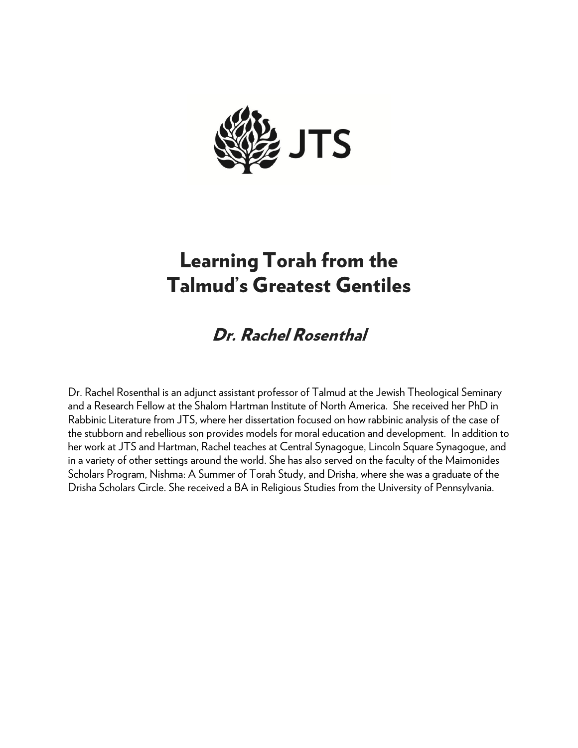JTS

# Learning Torah from the Talmud's Greatest Gentiles

## *Dr. Rachel Rosenthal*

Dr. Rachel Rosenthal is an adjunct assistant professor of Talmud at the Jewish Theological Seminary and a Research Fellow at the Shalom Hartman Institute of North America. She received her PhD in Rabbinic Literature from JTS, where her dissertation focused on how rabbinic analysis of the case of the stubborn and rebellious son provides models for moral education and development. In addition to her work at JTS and Hartman, Rachel teaches at Central Synagogue, Lincoln Square Synagogue, and in a variety of other settings around the world. She has also served on the faculty of the Maimonides Scholars Program, Nishma: A Summer of Torah Study, and Drisha, where she was a graduate of the Drisha Scholars Circle. She received a BA in Religious Studies from the University of Pennsylvania.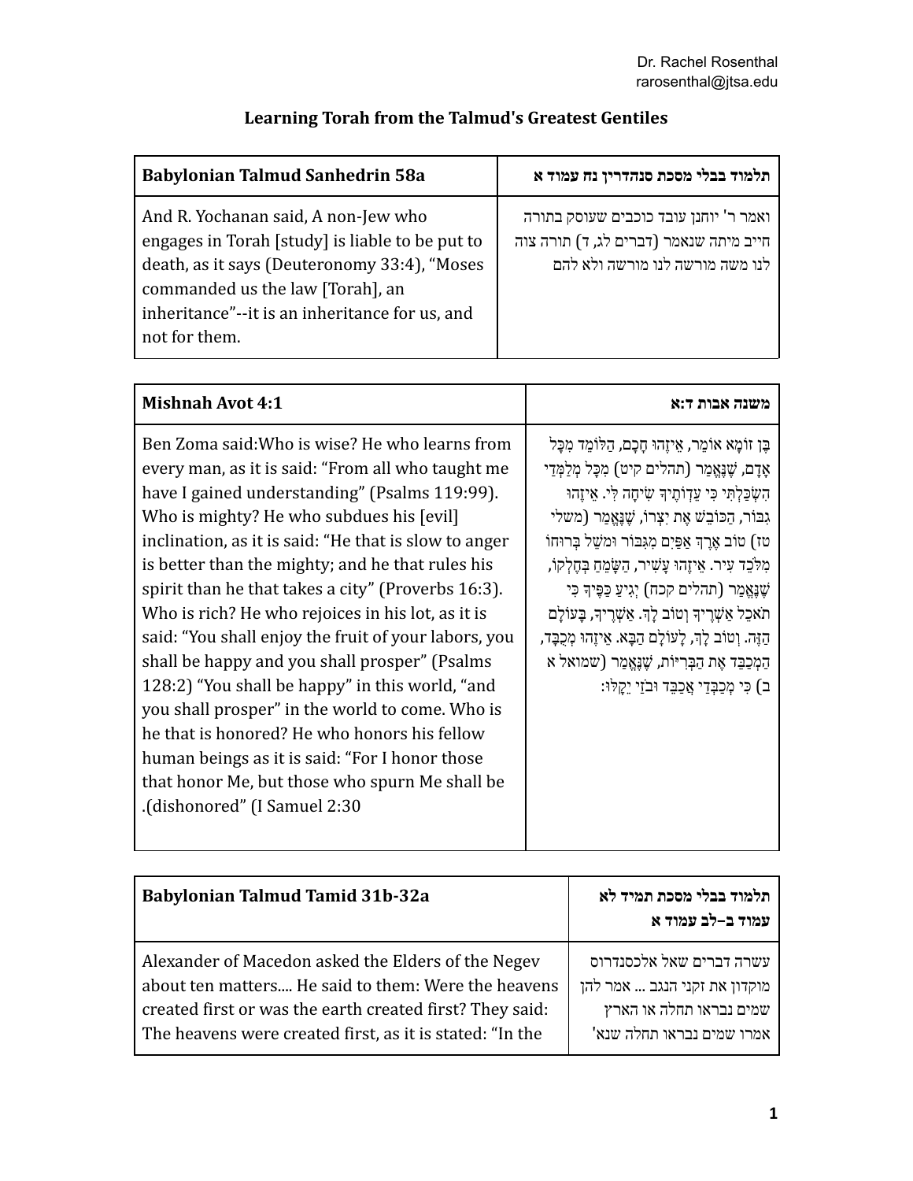Dr. Rachel Rosenthal
rarosenthal@jtsa.edu

# Learning Torah from the Talmud's Greatest Gentiles

| Babylonian Talmud Sanhedrin 58a | תלמוד בבלי מסכת סנהדרין נח עמוד א |
|---|---|
| And R. Yochanan said, A non-Jew who engages in Torah [study] is liable to be put to death, as it says (Deuteronomy 33:4), "Moses commanded us the law [Torah], an inheritance"--it is an inheritance for us, and not for them. | ואמר ר' יוחנן עובד כוכבים שעוסק בתורה חייב מיתה שנאמר (דברים לג, ד) תורה צוה לנו משה מורשה לנו מורשה ולא להם |

| Mishnah Avot 4:1 | משנה אבות ד:א |
|---|---|
| Ben Zoma said:Who is wise? He who learns from every man, as it is said: "From all who taught me have I gained understanding" (Psalms 119:99). Who is mighty? He who subdues his [evil] inclination, as it is said: "He that is slow to anger is better than the mighty; and he that rules his spirit than he that takes a city" (Proverbs 16:3). Who is rich? He who rejoices in his lot, as it is said: "You shall enjoy the fruit of your labors, you shall be happy and you shall prosper" (Psalms 128:2) "You shall be happy" in this world, "and you shall prosper" in the world to come. Who is he that is honored? He who honors his fellow human beings as it is said: "For I honor those that honor Me, but those who spurn Me shall be .(dishonored" (I Samuel 2:30 | בֶּן זוֹמָא אוֹמֵר, אֵיזֶהוּ חָכָם, הַלּוֹמֵד מִכָּל אָדָם, שֶׁנֶּאֱמַר (תהלים קיט) מִכָּל מְלַמְּדַי הִשְׂכַּלְתִּי כִּי עֵדְוֹתֶיךָ שִׂיחָה לִּי. אֵיזֶהוּ גִבּוֹר, הַכּוֹבֵשׁ אֶת יִצְרוֹ, שֶׁנֶּאֱמַר (משלי טז) טוֹב אֶרֶךְ אַפַּיִם מִגִּבּוֹר וּמֹשֵׁל בְּרוּחוֹ מִלֹּכֵד עִיר. אֵיזֶהוּ עָשִׁיר, הַשָּׂמֵחַ בְּחֶלְקוֹ, שֶׁנֶּאֱמַר (תהלים קכח) יְגִיעַ כַּפֶּיךָ כִּי תֹאכֵל אַשְׁרֶיךָ וְטוֹב לָךְ. אַשְׁרֶיךָ, בָּעוֹלָם הַזֶּה. וְטוֹב לָךְ, לָעוֹלָם הַבָּא. אֵיזֶהוּ מְכֻבָּד, הַמְכַבֵּד אֶת הַבְּרִיּוֹת, שֶׁנֶּאֱמַר (שמואל א ב) כִּי מְכַבְּדַי אֲכַבֵּד וּבֹזַי יֵקָלּוּ: |

| Babylonian Talmud Tamid 31b-32a | תלמוד בבלי מסכת תמיד לא עמוד ב–לב עמוד א |
|---|---|
| Alexander of Macedon asked the Elders of the Negev about ten matters.... He said to them: Were the heavens created first or was the earth created first? They said: The heavens were created first, as it is stated: "In the | עשרה דברים שאל אלכסנדרוס מוקדון את זקני הנגב ... אמר להן שמים נבראו תחלה או הארץ אמרו שמים נבראו תחלה שנא' |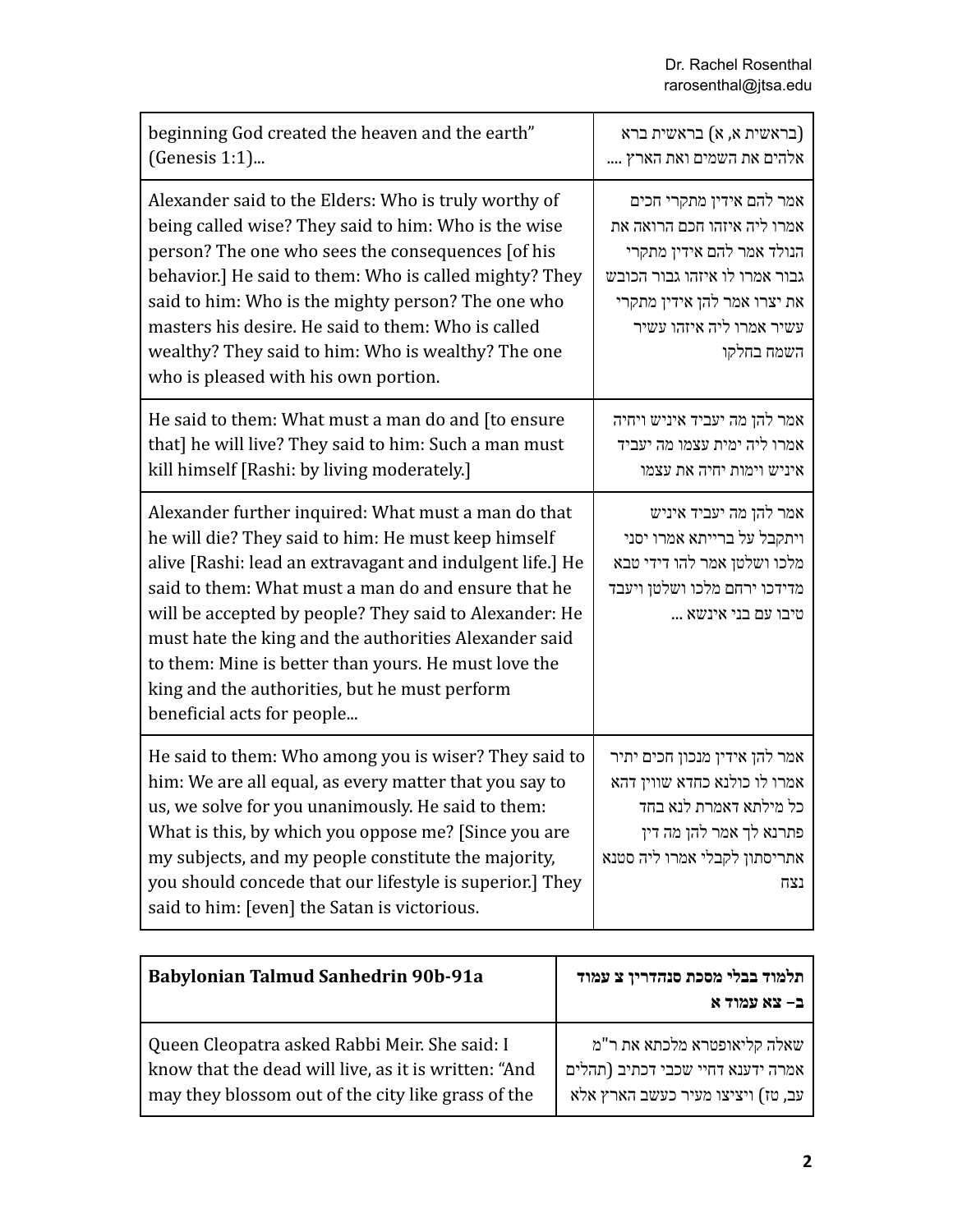| | |
|---|---|
| beginning God created the heaven and the earth" (Genesis 1:1)... | (בראשית א, א) בראשית ברא אלהים את השמים ואת הארץ .... |
| Alexander said to the Elders: Who is truly worthy of being called wise? They said to him: Who is the wise person? The one who sees the consequences [of his behavior.] He said to them: Who is called mighty? They said to him: Who is the mighty person? The one who masters his desire. He said to them: Who is called wealthy? They said to him: Who is wealthy? The one who is pleased with his own portion. | אמר להם אידין מתקרי חכים אמרו ליה איזהו חכם הרואה את הנולד אמר להם אידין מתקרי גבור אמרו לו איזהו גבור הכובש את יצרו אמר להן אידין מתקרי עשיר אמרו ליה איזהו עשיר השמח בחלקו |
| He said to them: What must a man do and [to ensure that] he will live? They said to him: Such a man must kill himself [Rashi: by living moderately.] | אמר להן מה יעביד איניש ויחיה אמרו ליה ימית עצמו מה יעביד איניש וימות יחיה את עצמו |
| Alexander further inquired: What must a man do that he will die? They said to him: He must keep himself alive [Rashi: lead an extravagant and indulgent life.] He said to them: What must a man do and ensure that he will be accepted by people? They said to Alexander: He must hate the king and the authorities Alexander said to them: Mine is better than yours. He must love the king and the authorities, but he must perform beneficial acts for people... | אמר להן מה יעביד איניש ויתקבל על ברייתא אמרו יסני מלכו ושלטן אמר להו דידי טבא מדידכו ירחם מלכו ושלטן ויעבד טיבו עם בני אינשא ... |
| He said to them: Who among you is wiser? They said to him: We are all equal, as every matter that you say to us, we solve for you unanimously. He said to them: What is this, by which you oppose me? [Since you are my subjects, and my people constitute the majority, you should concede that our lifestyle is superior.] They said to him: [even] the Satan is victorious. | אמר להן אידין מנכון חכים יתיר אמרו לו כולנא כחדא שווין דהא כל מילתא דאמרת לנא בחד פתרנא לך אמר להן מה דין אתריסתון לקבלי אמרו ליה סטנא נצח |

| **Babylonian Talmud Sanhedrin 90b-91a** | **תלמוד בבלי מסכת סנהדרין צ עמוד ב– צא עמוד א** |
|---|---|
| Queen Cleopatra asked Rabbi Meir. She said: I know that the dead will live, as it is written: "And may they blossom out of the city like grass of the | שאלה קליאופטרא מלכתא את ר"מ אמרה ידענא דחיי שכבי דכתיב (תהלים עב, טז) ויציצו מעיר כעשב הארץ אלא |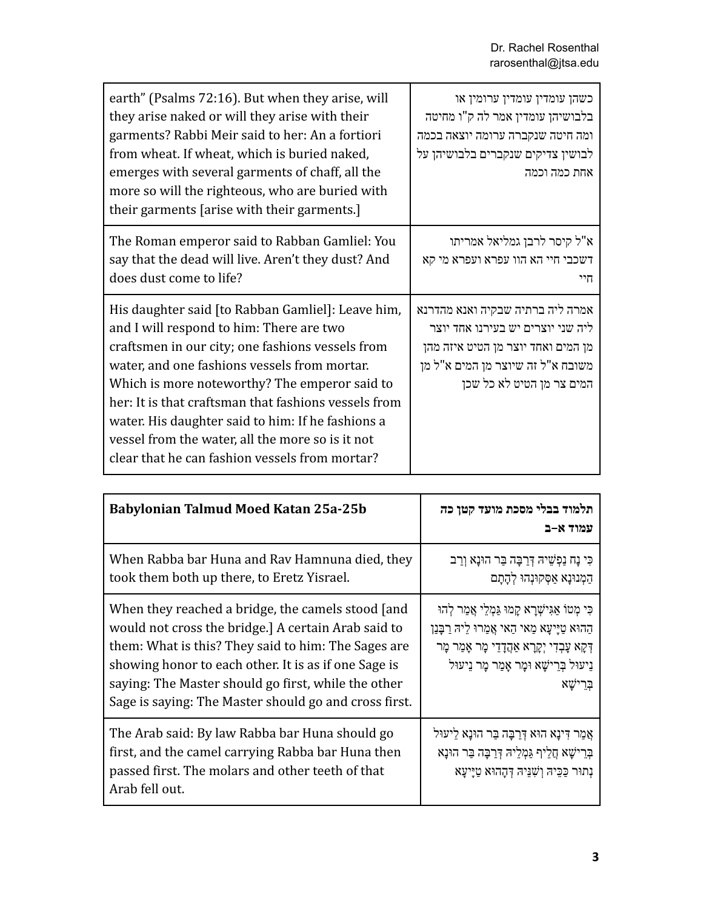| | |
|---|---|
| earth" (Psalms 72:16). But when they arise, will they arise naked or will they arise with their garments? Rabbi Meir said to her: An a fortiori from wheat. If wheat, which is buried naked, emerges with several garments of chaff, all the more so will the righteous, who are buried with their garments [arise with their garments.] | כשהן עומדין עומדין ערומין או בלבושיהן עומדין אמר לה ק"ו מחיטה ומה חיטה שנקברה ערומה יוצאה בכמה לבושין צדיקים שנקברים בלבושיהן על אחת כמה וכמה |
| The Roman emperor said to Rabban Gamliel: You say that the dead will live. Aren't they dust? And does dust come to life? | א"ל קיסר לרבן גמליאל אמריתו דשכבי חיי הא הוו עפרא ועפרא מי קא חיי |
| His daughter said [to Rabban Gamliel]: Leave him, and I will respond to him: There are two craftsmen in our city; one fashions vessels from water, and one fashions vessels from mortar. Which is more noteworthy? The emperor said to her: It is that craftsman that fashions vessels from water. His daughter said to him: If he fashions a vessel from the water, all the more so is it not clear that he can fashion vessels from mortar? | אמרה ליה ברתיה שבקיה ואנא מהדרנא ליה שני יוצרים יש בעירנו אחד יוצר מן המים ואחד יוצר מן הטיט איזה מהן משובח א"ל זה שיוצר מן המים א"ל מן המים צר מן הטיט לא כל שכן |

| **Babylonian Talmud Moed Katan 25a-25b** | **תלמוד בבלי מסכת מועד קטן כה עמוד א–ב** |
|---|---|
| When Rabba bar Huna and Rav Hamnuna died, they took them both up there, to Eretz Yisrael. | כִּי נָח נַפְשֵׁיהּ דְּרַבָּה בַּר הוּנָא וְרַב הַמְנוּנָא אַסְּקוּנְהוּ לְהָתָם |
| When they reached a bridge, the camels stood [and would not cross the bridge.] A certain Arab said to them: What is this? They said to him: The Sages are showing honor to each other. It is as if one Sage is saying: The Master should go first, while the other Sage is saying: The Master should go and cross first. | כִּי מְטוֹ אַגִּישְׁרָא קָמוּ גַּמְלֵי אֲמַר לְהוּ הַהוּא טַיְּיעָא מַאי הַאי אֲמַרוּ לֵיהּ רַבָּנַן דְּקָא עָבְדִי יְקָרָא אַהֲדָדֵי מָר אָמַר מָר נֵיעוּל בְּרֵישָׁא וּמָר אָמַר מָר נֵיעוּל בְּרֵישָׁא |
| The Arab said: By law Rabba bar Huna should go first, and the camel carrying Rabba bar Huna then passed first. The molars and other teeth of that Arab fell out. | אֲמַר דִּינָא הוּא דְּרַבָּה בַּר הוּנָא לֵיעוּל בְּרֵישָׁא חֲלֵיף גַּמְלֵיהּ דְּרַבָּה בַּר הוּנָא נְתוּר כַּכֵּיהּ וְשִׁנֵּיהּ דְּהָהוּא טַיְּיעָא |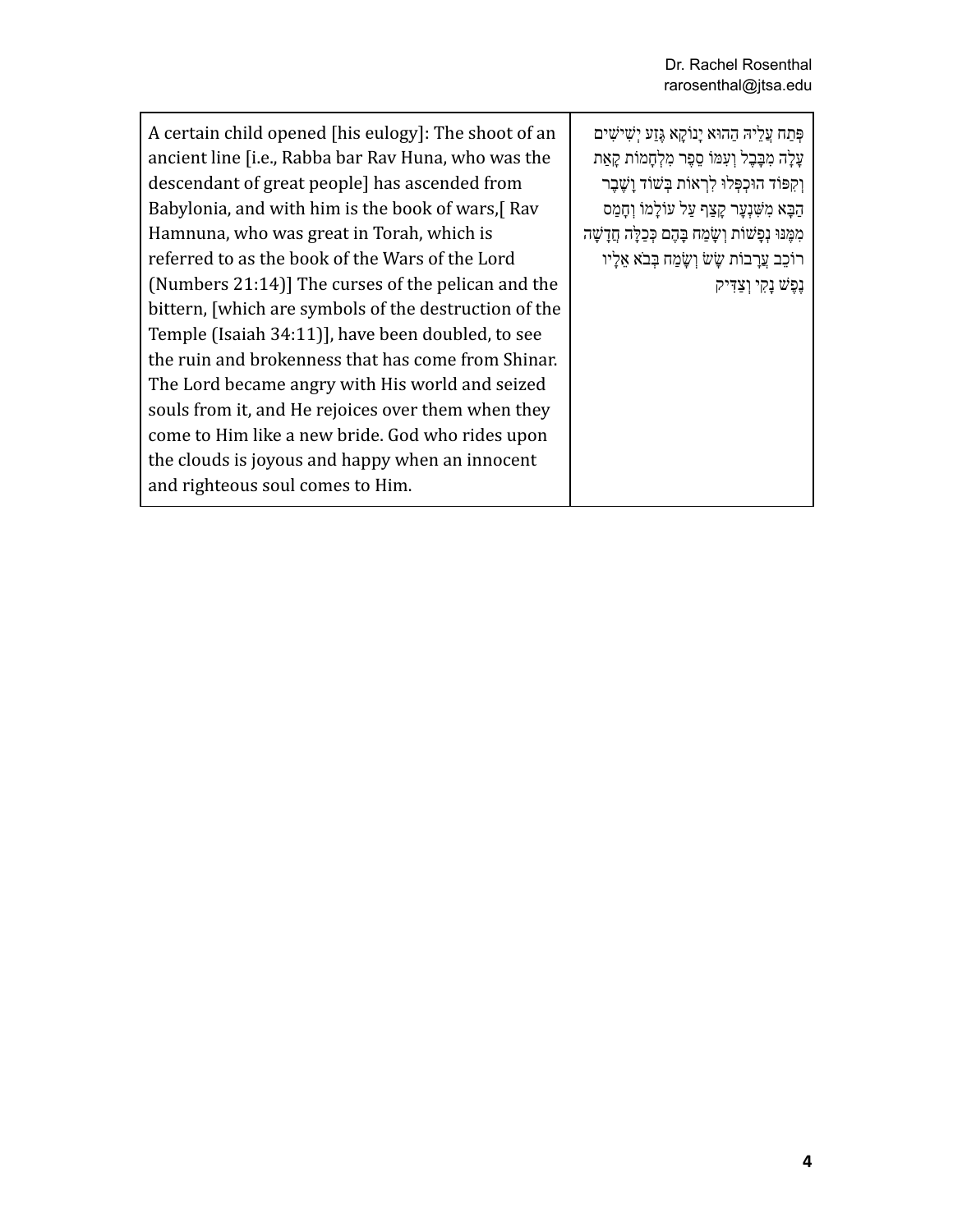| | |
|---|---|
| A certain child opened [his eulogy]: The shoot of an ancient line [i.e., Rabba bar Rav Huna, who was the descendant of great people] has ascended from Babylonia, and with him is the book of wars,[ Rav Hamnuna, who was great in Torah, which is referred to as the book of the Wars of the Lord (Numbers 21:14)] The curses of the pelican and the bittern, [which are symbols of the destruction of the Temple (Isaiah 34:11)], have been doubled, to see the ruin and brokenness that has come from Shinar. The Lord became angry with His world and seized souls from it, and He rejoices over them when they come to Him like a new bride. God who rides upon the clouds is joyous and happy when an innocent and righteous soul comes to Him. | פְּתַח עֲלֵיהּ הַהוּא יָנוּקָא גֶּזַע יְשִׁישִׁים עָלָה מִבָּבֶל וְעִמּוֹ סֵפֶר מִלְחָמוֹת קָאַת וְקִפּוֹד הוּכְפְּלוּ לִרְאוֹת בְּשׁוֹד וָשֶׁבֶר הַבָּא מִשִּׁנְעָר קָצַף עַל עוֹלָמוֹ וְחָמַס מִמֶּנּוּ נְפָשׁוֹת וְשָׂמַח בָּהֶם כְּכַלָּה חֲדָשָׁה רוֹכֵב עֲרָבוֹת שָׂשׂ וְשָׂמַח בְּבֹא אֵלָיו נֶפֶשׁ נָקִי וְצַדִּיק |